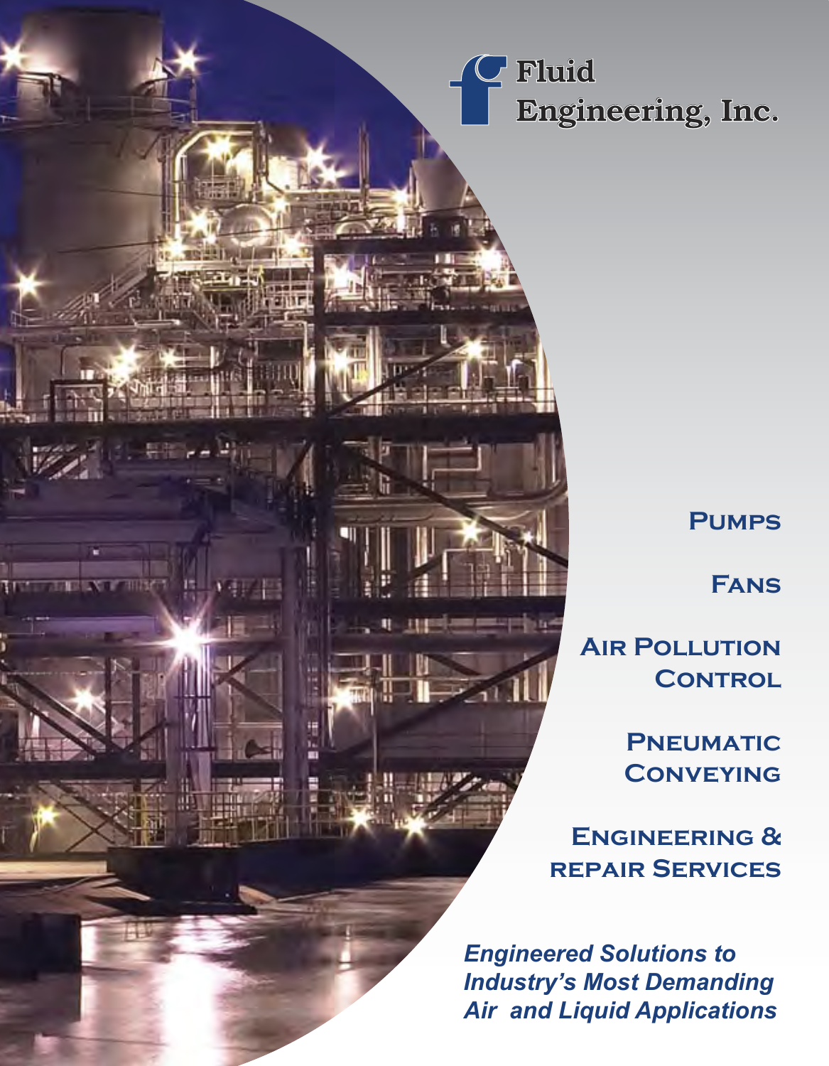# Fluid Engineering, Inc.

**Pumps**

**Fans**

**Air Pollution Control**

**Pneumatic Conveying**

**Engineering & repair Services**

***Engineered Solutions to Industry's Most Demanding Air and Liquid Applications***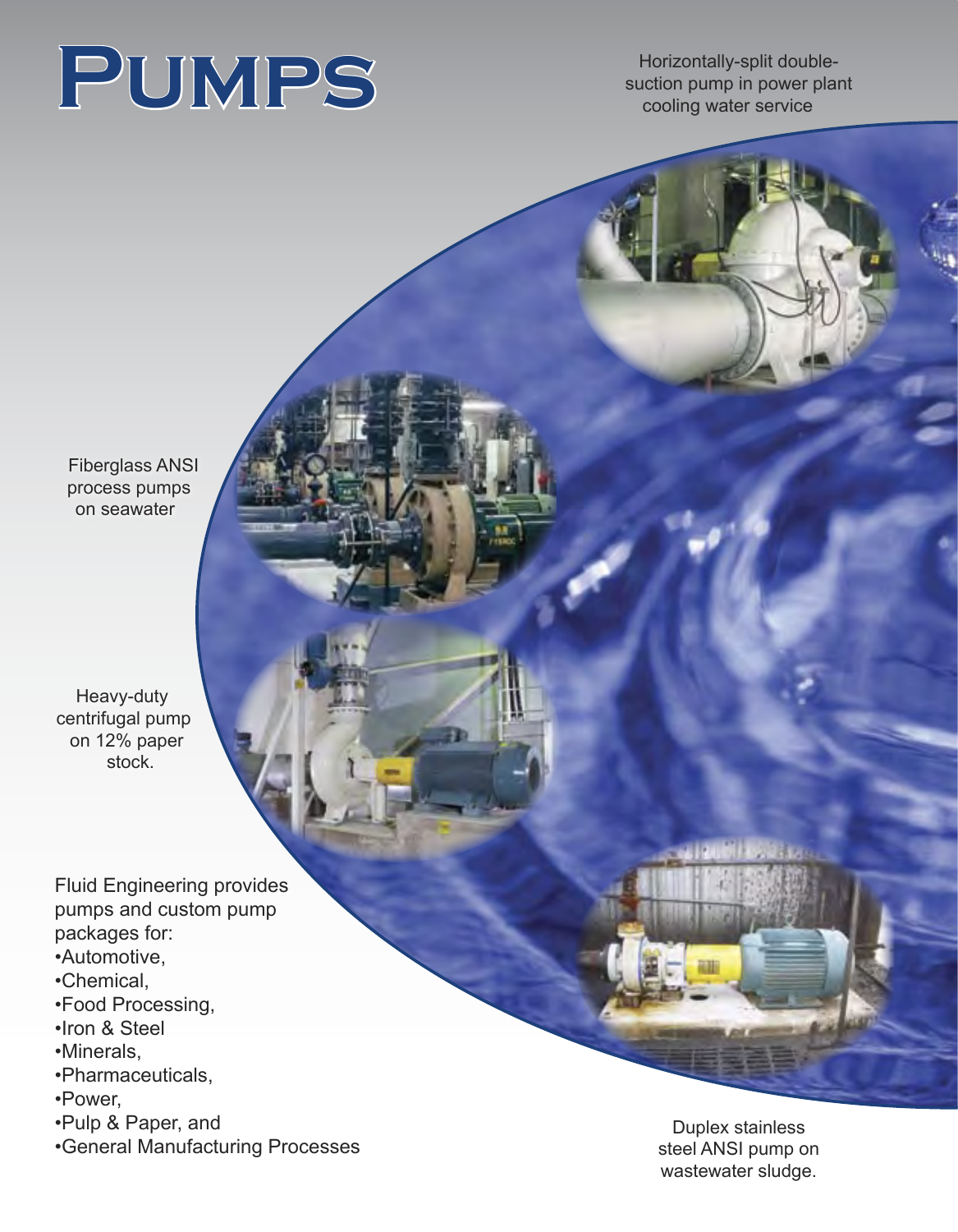# Pumps

Horizontally-split double-suction pump in power plant cooling water service

Fiberglass ANSI process pumps on seawater

Heavy-duty centrifugal pump on 12% paper stock.

Fluid Engineering provides pumps and custom pump packages for:

- Automotive,
- Chemical,
- Food Processing,
- Iron & Steel
- Minerals,
- Pharmaceuticals,
- Power,
- Pulp & Paper, and
- General Manufacturing Processes

Duplex stainless steel ANSI pump on wastewater sludge.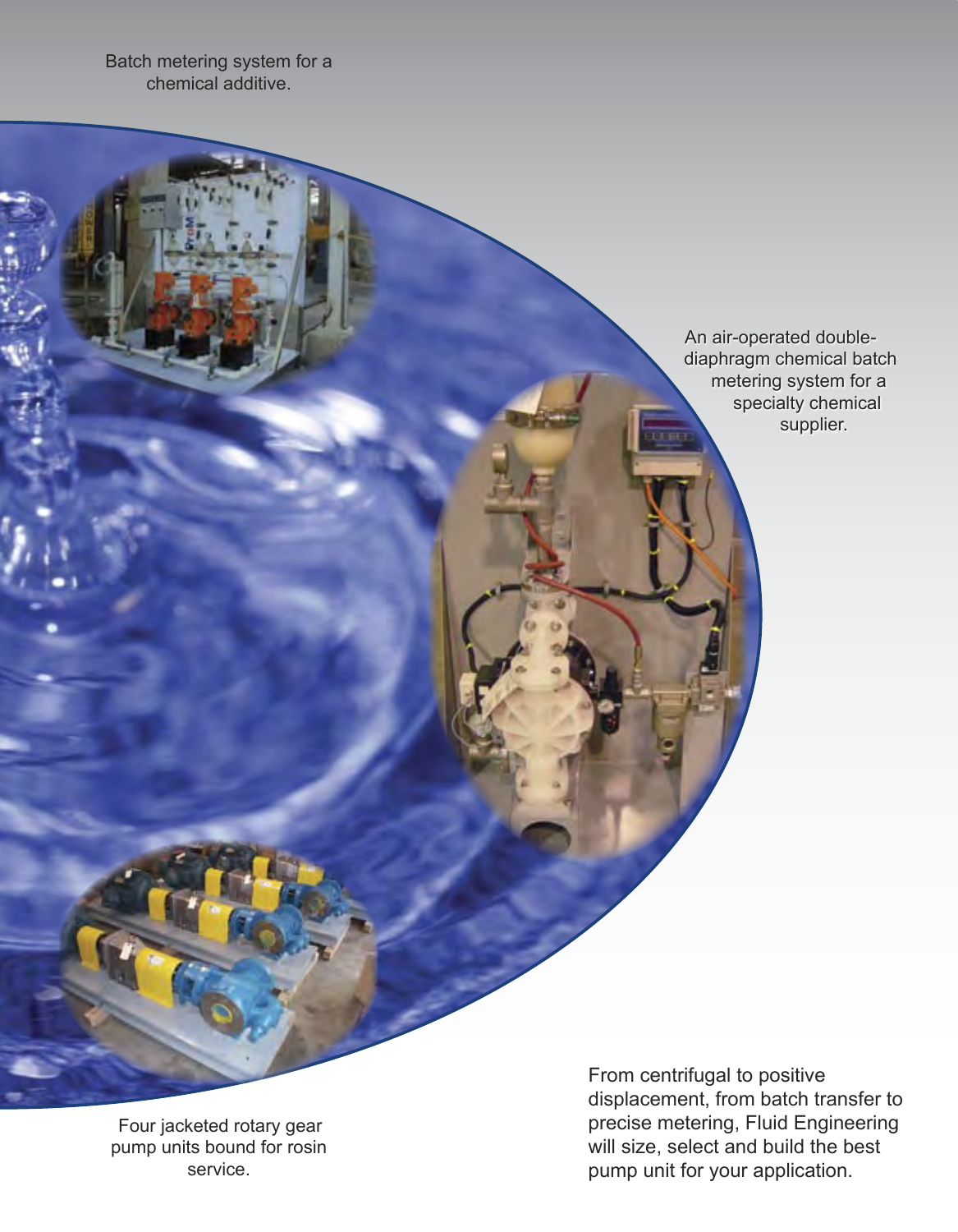Batch metering system for a chemical additive.

An air-operated double-diaphragm chemical batch metering system for a specialty chemical supplier.

Four jacketed rotary gear pump units bound for rosin service.

From centrifugal to positive displacement, from batch transfer to precise metering, Fluid Engineering will size, select and build the best pump unit for your application.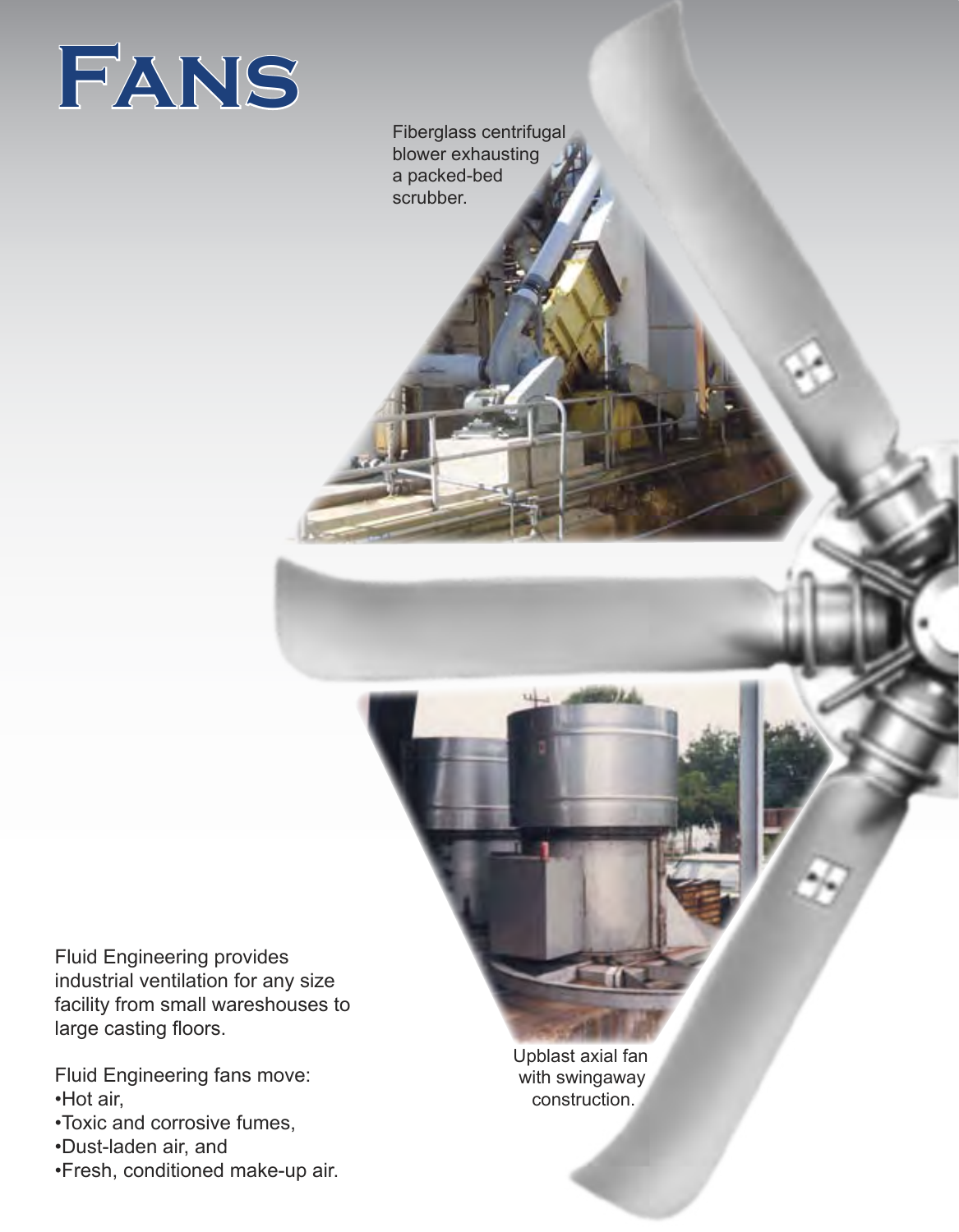# Fans

Fiberglass centrifugal blower exhausting a packed-bed scrubber.

Upblast axial fan with swingaway construction.

Fluid Engineering provides industrial ventilation for any size facility from small wareshouses to large casting floors.

Fluid Engineering fans move:
- Hot air,
- Toxic and corrosive fumes,
- Dust-laden air, and
- Fresh, conditioned make-up air.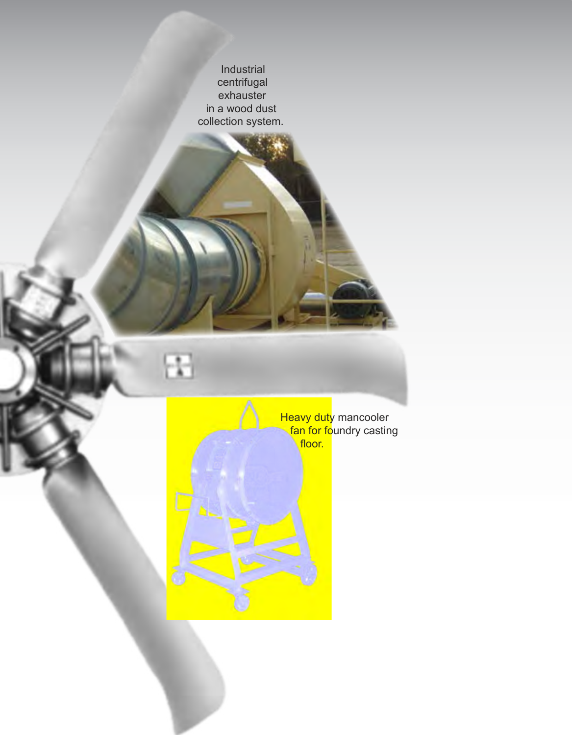Industrial centrifugal exhauster in a wood dust collection system.

Heavy duty mancooler fan for foundry casting floor.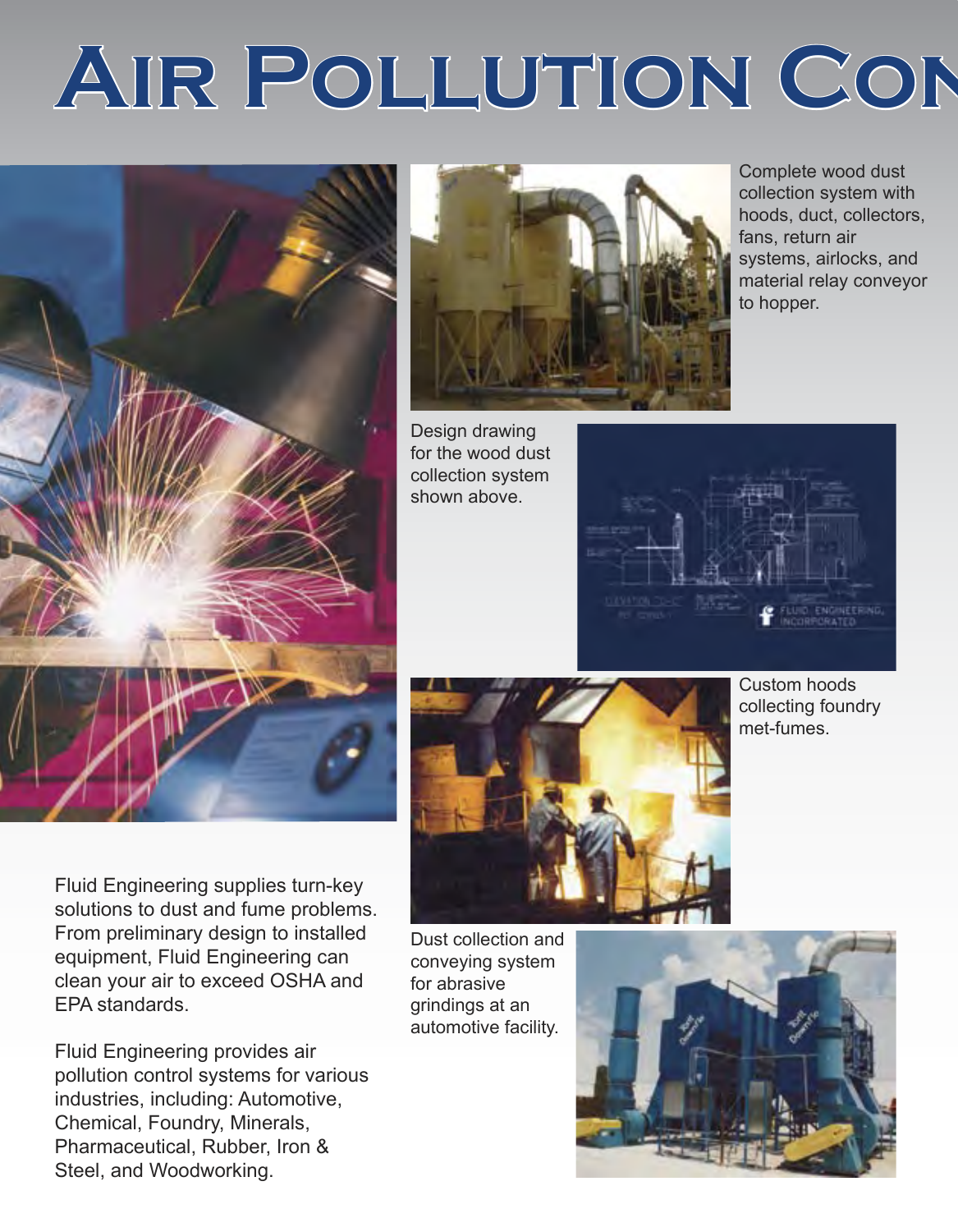# Air Pollution Con

Complete wood dust collection system with hoods, duct, collectors, fans, return air systems, airlocks, and material relay conveyor to hopper.

Design drawing for the wood dust collection system shown above.

Custom hoods collecting foundry met-fumes.

Fluid Engineering supplies turn-key solutions to dust and fume problems. From preliminary design to installed equipment, Fluid Engineering can clean your air to exceed OSHA and EPA standards.

Fluid Engineering provides air pollution control systems for various industries, including: Automotive, Chemical, Foundry, Minerals, Pharmaceutical, Rubber, Iron & Steel, and Woodworking.

Dust collection and conveying system for abrasive grindings at an automotive facility.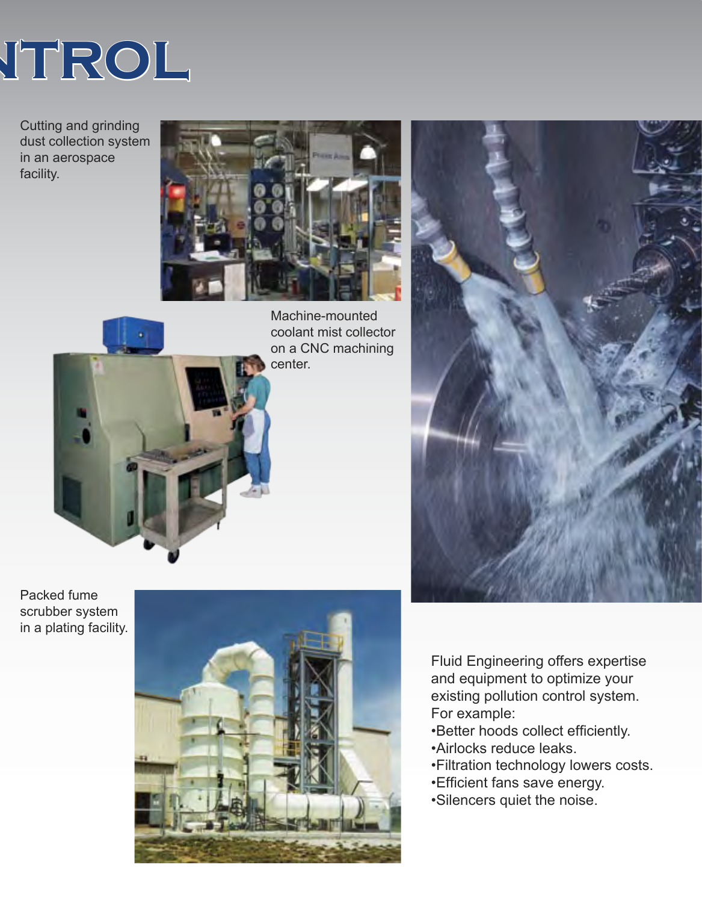# NTROL

Cutting and grinding dust collection system in an aerospace facility.

Machine-mounted coolant mist collector on a CNC machining center.

Packed fume scrubber system in a plating facility.

Fluid Engineering offers expertise and equipment to optimize your existing pollution control system. For example:

- Better hoods collect efficiently.
- Airlocks reduce leaks.
- Filtration technology lowers costs.
- Efficient fans save energy.
- Silencers quiet the noise.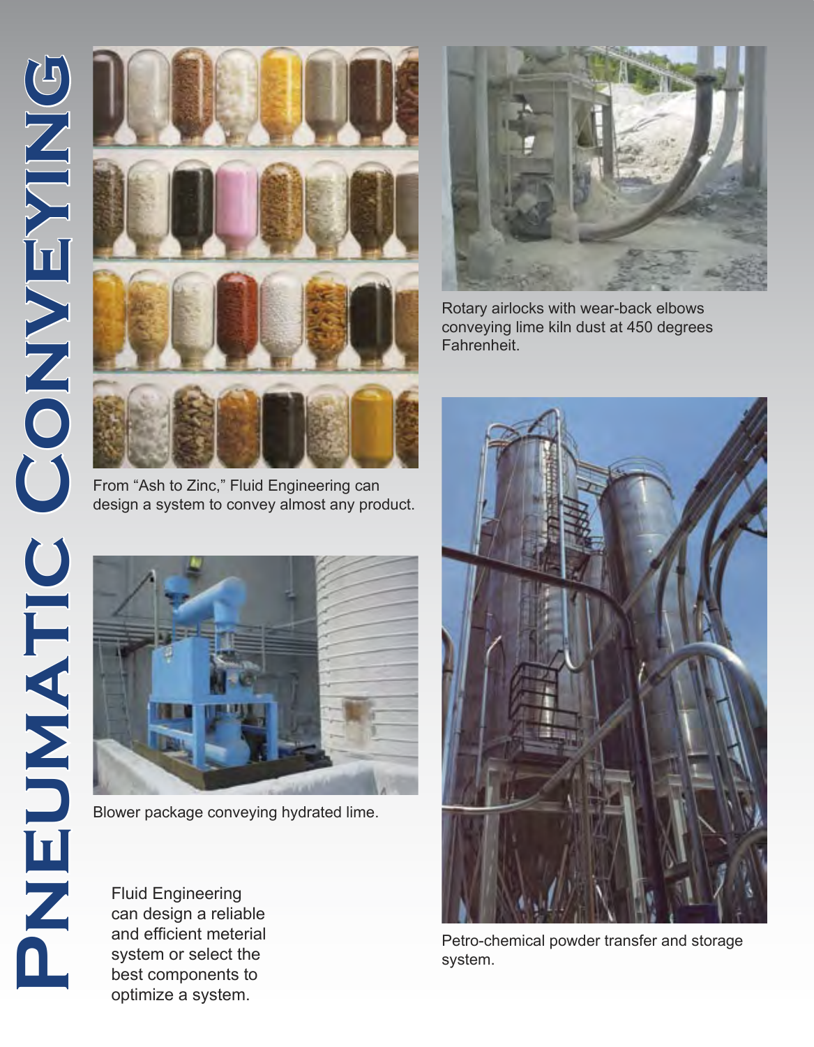# Pneumatic Conveying

From "Ash to Zinc," Fluid Engineering can design a system to convey almost any product.

Rotary airlocks with wear-back elbows conveying lime kiln dust at 450 degrees Fahrenheit.

Blower package conveying hydrated lime.

Petro-chemical powder transfer and storage system.

Fluid Engineering can design a reliable and efficient meterial system or select the best components to optimize a system.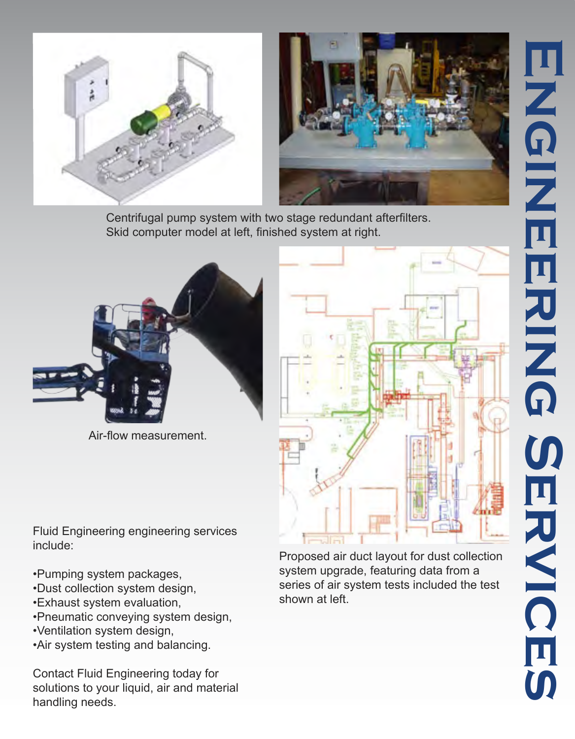# ENGINEERING SERVICES

Centrifugal pump system with two stage redundant afterfilters. Skid computer model at left, finished system at right.

Air-flow measurement.

Proposed air duct layout for dust collection system upgrade, featuring data from a series of air system tests included the test shown at left.

Fluid Engineering engineering services include:

- •Pumping system packages,
- •Dust collection system design,
- •Exhaust system evaluation,
- •Pneumatic conveying system design,
- •Ventilation system design,
- •Air system testing and balancing.

Contact Fluid Engineering today for solutions to your liquid, air and material handling needs.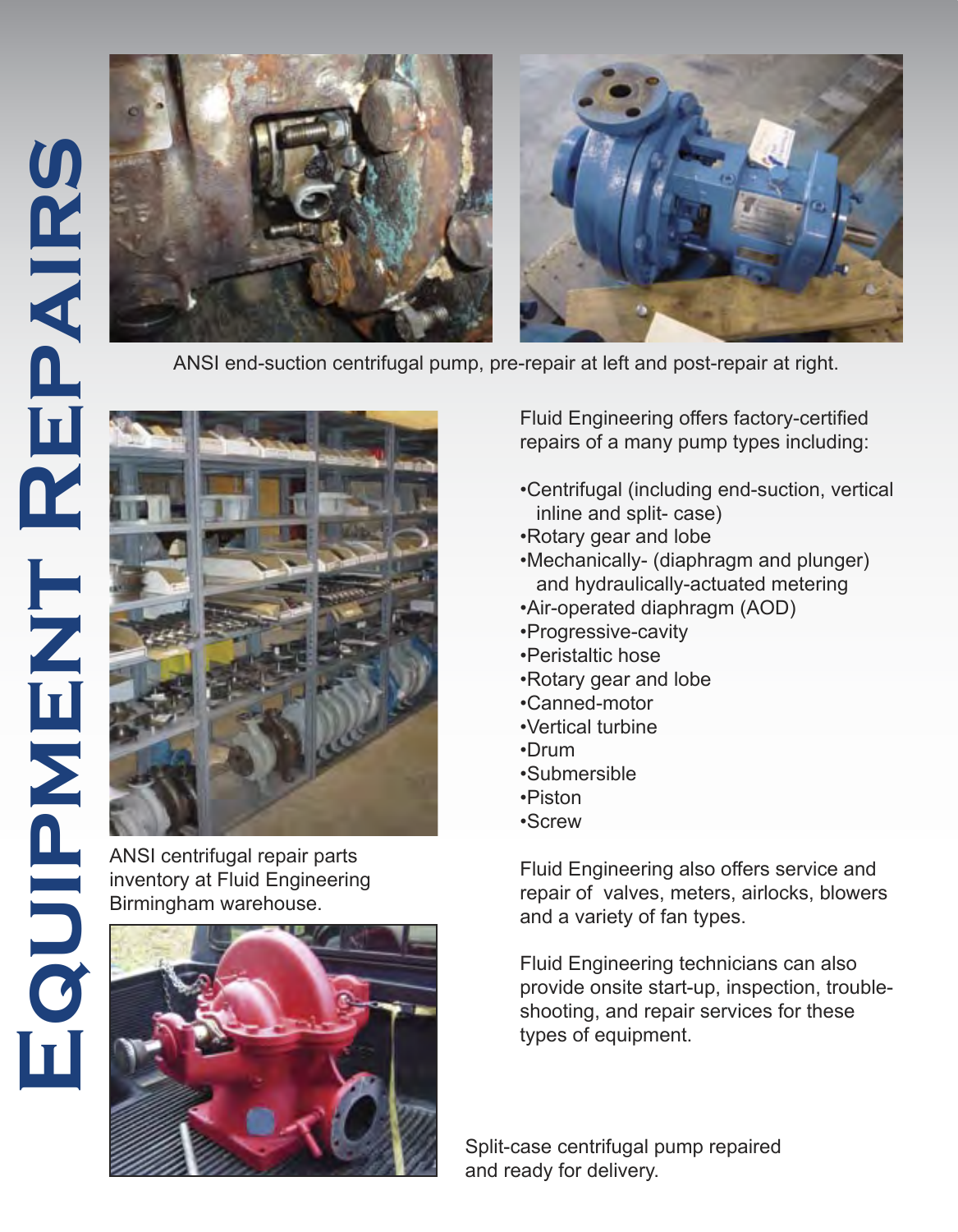# Equipment Repairs

ANSI end-suction centrifugal pump, pre-repair at left and post-repair at right.

ANSI centrifugal repair parts inventory at Fluid Engineering Birmingham warehouse.

Fluid Engineering offers factory-certified repairs of a many pump types including:

- Centrifugal (including end-suction, vertical inline and split- case)
- Rotary gear and lobe
- Mechanically- (diaphragm and plunger) and hydraulically-actuated metering
- Air-operated diaphragm (AOD)
- Progressive-cavity
- Peristaltic hose
- Rotary gear and lobe
- Canned-motor
- Vertical turbine
- Drum
- Submersible
- Piston
- Screw

Fluid Engineering also offers service and repair of valves, meters, airlocks, blowers and a variety of fan types.

Fluid Engineering technicians can also provide onsite start-up, inspection, trouble-shooting, and repair services for these types of equipment.

Split-case centrifugal pump repaired and ready for delivery.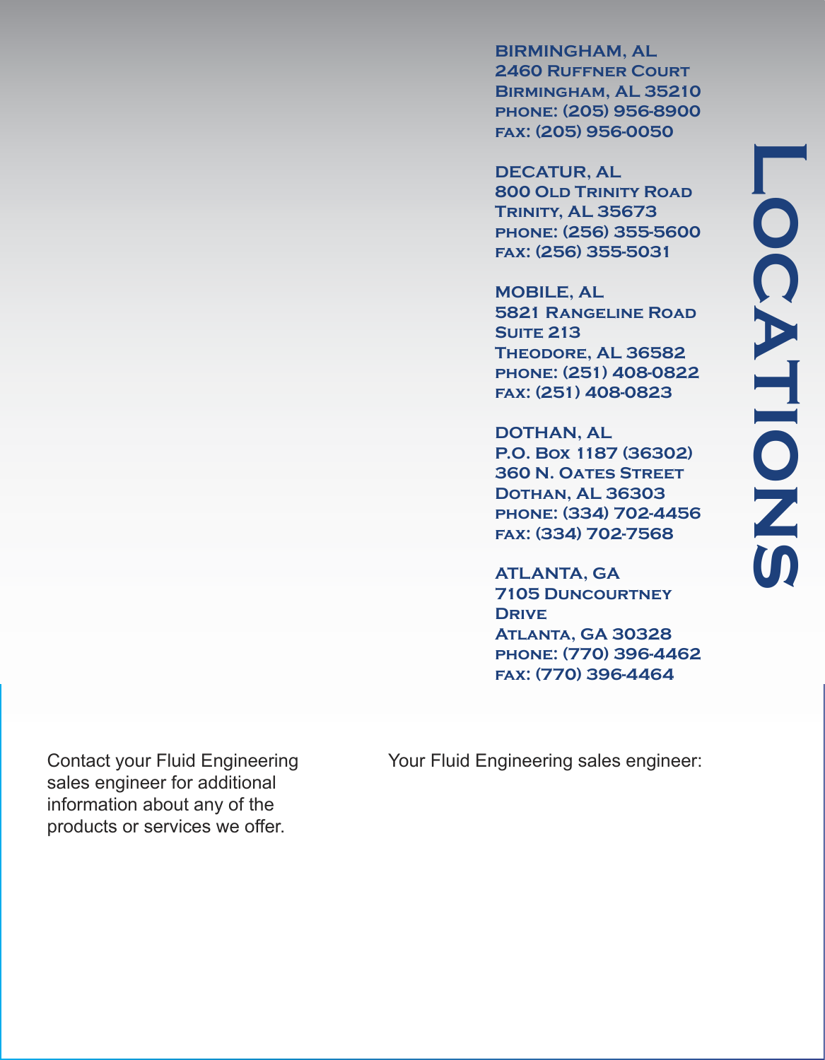# Locations

**BIRMINGHAM, AL**
2460 Ruffner Court
Birmingham, AL 35210
phone: (205) 956-8900
fax: (205) 956-0050

**DECATUR, AL**
800 Old Trinity Road
Trinity, AL 35673
phone: (256) 355-5600
fax: (256) 355-5031

**MOBILE, AL**
5821 Rangeline Road
Suite 213
Theodore, AL 36582
phone: (251) 408-0822
fax: (251) 408-0823

**DOTHAN, AL**
P.O. Box 1187 (36302)
360 N. Oates Street
Dothan, AL 36303
phone: (334) 702-4456
fax: (334) 702-7568

**ATLANTA, GA**
7105 Duncourtney Drive
Atlanta, GA 30328
phone: (770) 396-4462
fax: (770) 396-4464

Contact your Fluid Engineering sales engineer for additional information about any of the products or services we offer.

Your Fluid Engineering sales engineer: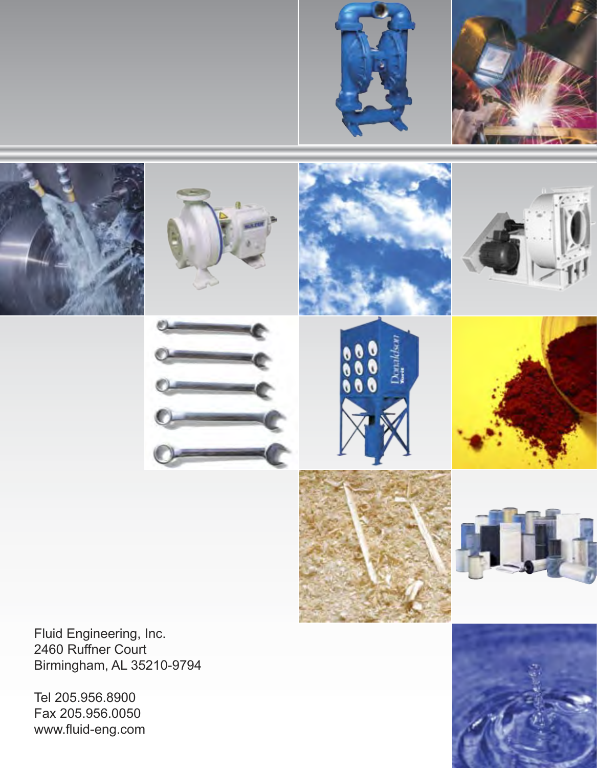Fluid Engineering, Inc.
2460 Ruffner Court
Birmingham, AL 35210-9794

Tel 205.956.8900
Fax 205.956.0050
www.fluid-eng.com